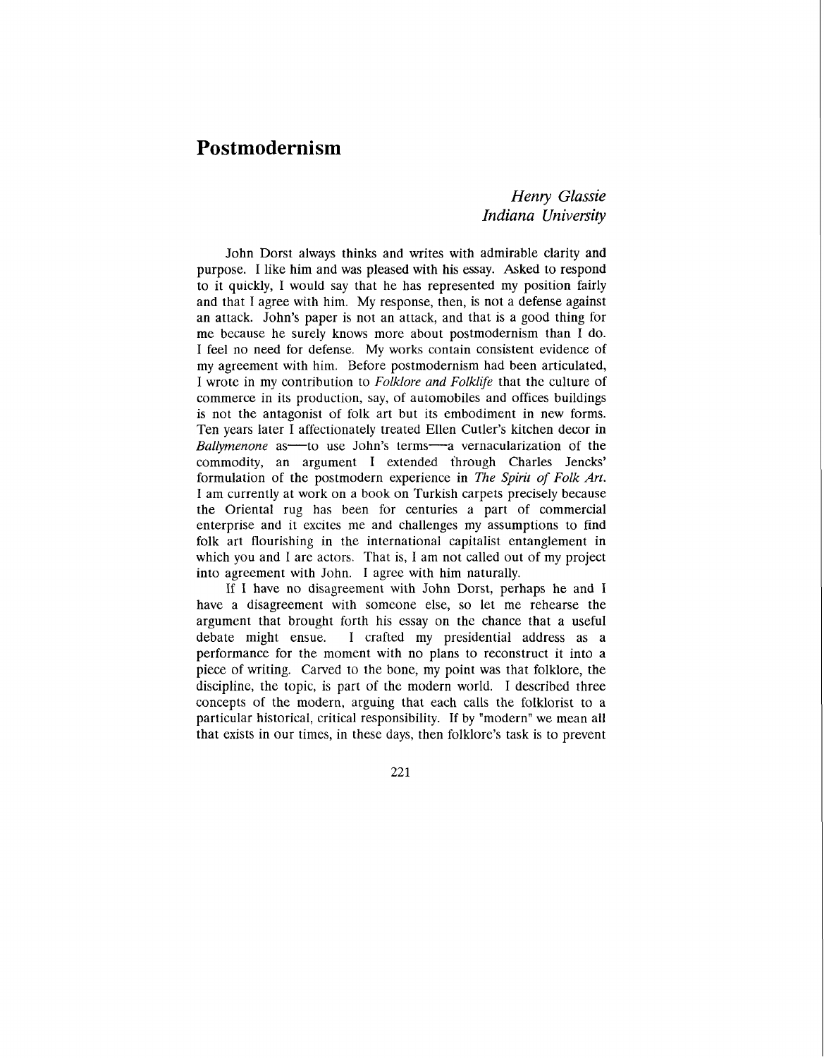# Postmodernism

*Henry Glassie*
*Indiana University*

John Dorst always thinks and writes with admirable clarity and purpose. I like him and was pleased with his essay. Asked to respond to it quickly, I would say that he has represented my position fairly and that I agree with him. My response, then, is not a defense against an attack. John's paper is not an attack, and that is a good thing for me because he surely knows more about postmodernism than I do. I feel no need for defense. My works contain consistent evidence of my agreement with him. Before postmodernism had been articulated, I wrote in my contribution to *Folklore and Folklife* that the culture of commerce in its production, say, of automobiles and offices buildings is not the antagonist of folk art but its embodiment in new forms. Ten years later I affectionately treated Ellen Cutler's kitchen decor in *Ballymenone* as—to use John's terms—a vernacularization of the commodity, an argument I extended through Charles Jencks' formulation of the postmodern experience in *The Spirit of Folk Art*. I am currently at work on a book on Turkish carpets precisely because the Oriental rug has been for centuries a part of commercial enterprise and it excites me and challenges my assumptions to find folk art flourishing in the international capitalist entanglement in which you and I are actors. That is, I am not called out of my project into agreement with John. I agree with him naturally.

If I have no disagreement with John Dorst, perhaps he and I have a disagreement with someone else, so let me rehearse the argument that brought forth his essay on the chance that a useful debate might ensue. I crafted my presidential address as a performance for the moment with no plans to reconstruct it into a piece of writing. Carved to the bone, my point was that folklore, the discipline, the topic, is part of the modern world. I described three concepts of the modern, arguing that each calls the folklorist to a particular historical, critical responsibility. If by "modern" we mean all that exists in our times, in these days, then folklore's task is to prevent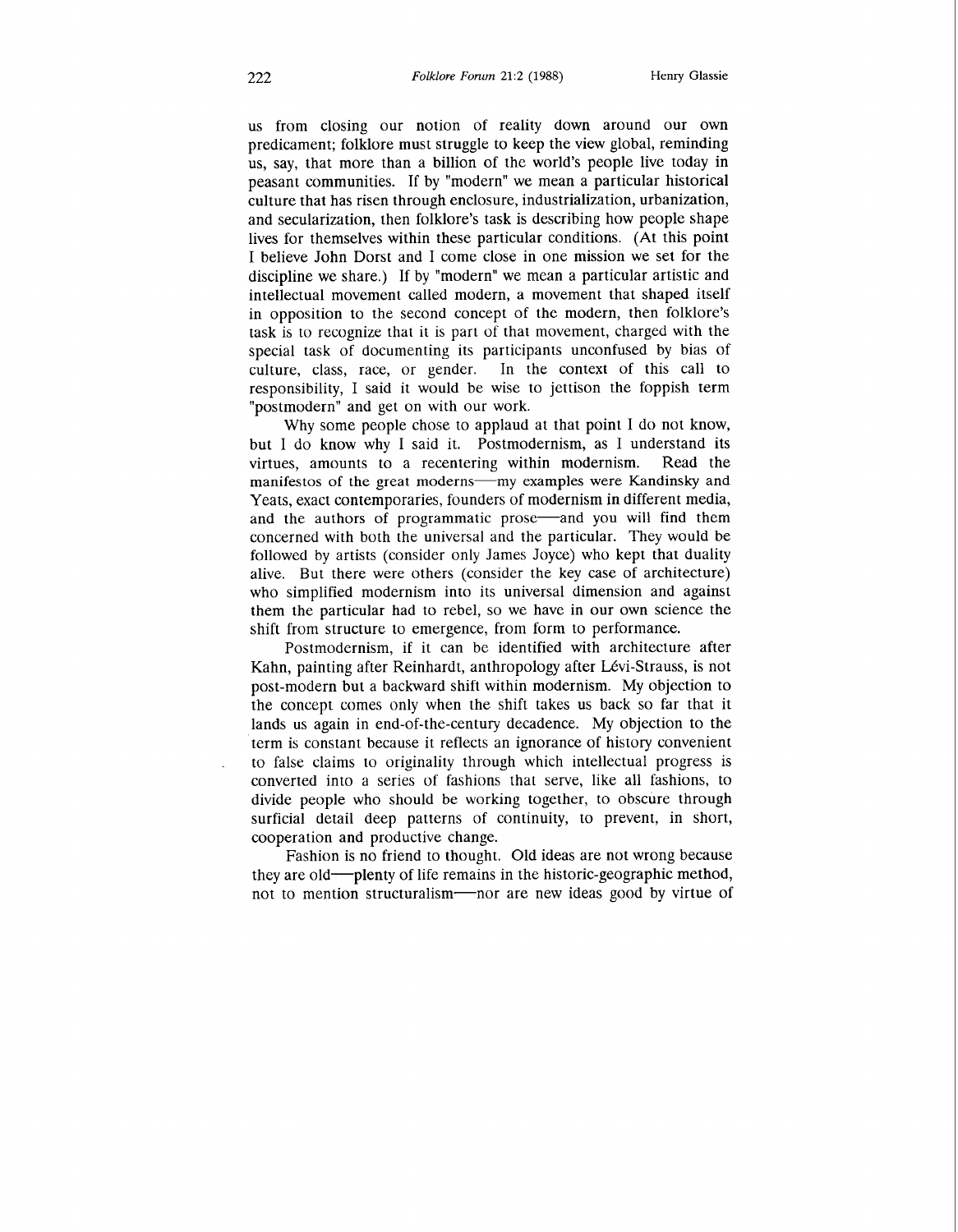us from closing our notion of reality down around our own predicament; folklore must struggle to keep the view global, reminding us, say, that more than a billion of the world's people live today in peasant communities. If by "modern" we mean a particular historical culture that has risen through enclosure, industrialization, urbanization, and secularization, then folklore's task is describing how people shape lives for themselves within these particular conditions. (At this point I believe John Dorst and I come close in one mission we set for the discipline we share.) If by "modern" we mean a particular artistic and intellectual movement called modern, a movement that shaped itself in opposition to the second concept of the modern, then folklore's task is to recognize that it is part of that movement, charged with the special task of documenting its participants unconfused by bias of culture, class, race, or gender. In the context of this call to responsibility, I said it would be wise to jettison the foppish term "postmodern" and get on with our work.

Why some people chose to applaud at that point I do not know, but I do know why I said it. Postmodernism, as I understand its virtues, amounts to a recentering within modernism. Read the manifestos of the great moderns—my examples were Kandinsky and Yeats, exact contemporaries, founders of modernism in different media, and the authors of programmatic prose—and you will find them concerned with both the universal and the particular. They would be followed by artists (consider only James Joyce) who kept that duality alive. But there were others (consider the key case of architecture) who simplified modernism into its universal dimension and against them the particular had to rebel, so we have in our own science the shift from structure to emergence, from form to performance.

Postmodernism, if it can be identified with architecture after Kahn, painting after Reinhardt, anthropology after Lévi-Strauss, is not post-modern but a backward shift within modernism. My objection to the concept comes only when the shift takes us back so far that it lands us again in end-of-the-century decadence. My objection to the term is constant because it reflects an ignorance of history convenient to false claims to originality through which intellectual progress is converted into a series of fashions that serve, like all fashions, to divide people who should be working together, to obscure through surficial detail deep patterns of continuity, to prevent, in short, cooperation and productive change.

Fashion is no friend to thought. Old ideas are not wrong because they are old—plenty of life remains in the historic-geographic method, not to mention structuralism—nor are new ideas good by virtue of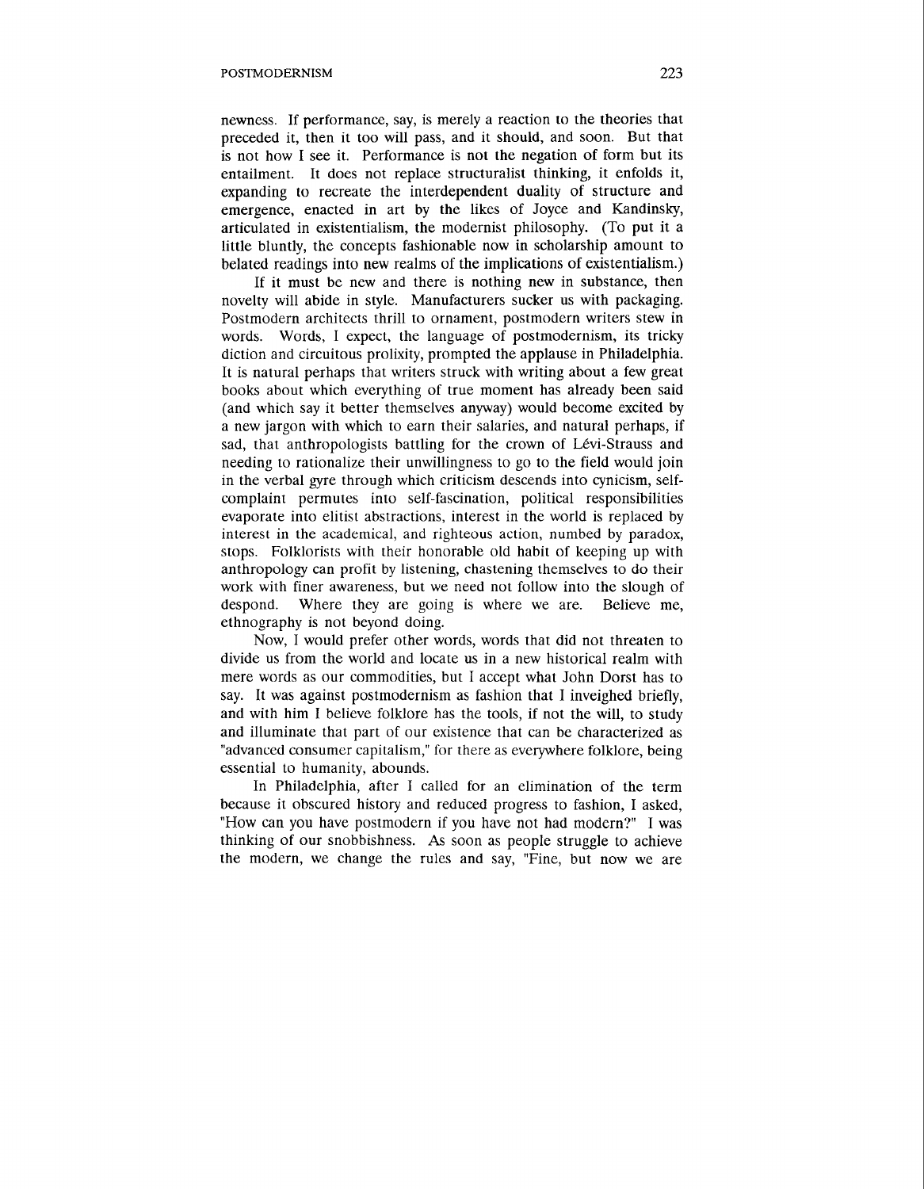newness. If performance, say, is merely a reaction to the theories that preceded it, then it too will pass, and it should, and soon. But that is not how I see it. Performance is not the negation of form but its entailment. It does not replace structuralist thinking, it enfolds it, expanding to recreate the interdependent duality of structure and emergence, enacted in art by the likes of Joyce and Kandinsky, articulated in existentialism, the modernist philosophy. (To put it a little bluntly, the concepts fashionable now in scholarship amount to belated readings into new realms of the implications of existentialism.)

If it must be new and there is nothing new in substance, then novelty will abide in style. Manufacturers sucker us with packaging. Postmodern architects thrill to ornament, postmodern writers stew in words. Words, I expect, the language of postmodernism, its tricky diction and circuitous prolixity, prompted the applause in Philadelphia. It is natural perhaps that writers struck with writing about a few great books about which everything of true moment has already been said (and which say it better themselves anyway) would become excited by a new jargon with which to earn their salaries, and natural perhaps, if sad, that anthropologists battling for the crown of Lévi-Strauss and needing to rationalize their unwillingness to go to the field would join in the verbal gyre through which criticism descends into cynicism, self-complaint permutes into self-fascination, political responsibilities evaporate into elitist abstractions, interest in the world is replaced by interest in the academical, and righteous action, numbed by paradox, stops. Folklorists with their honorable old habit of keeping up with anthropology can profit by listening, chastening themselves to do their work with finer awareness, but we need not follow into the slough of despond. Where they are going is where we are. Believe me, ethnography is not beyond doing.

Now, I would prefer other words, words that did not threaten to divide us from the world and locate us in a new historical realm with mere words as our commodities, but I accept what John Dorst has to say. It was against postmodernism as fashion that I inveighed briefly, and with him I believe folklore has the tools, if not the will, to study and illuminate that part of our existence that can be characterized as "advanced consumer capitalism," for there as everywhere folklore, being essential to humanity, abounds.

In Philadelphia, after I called for an elimination of the term because it obscured history and reduced progress to fashion, I asked, "How can you have postmodern if you have not had modern?" I was thinking of our snobbishness. As soon as people struggle to achieve the modern, we change the rules and say, "Fine, but now we are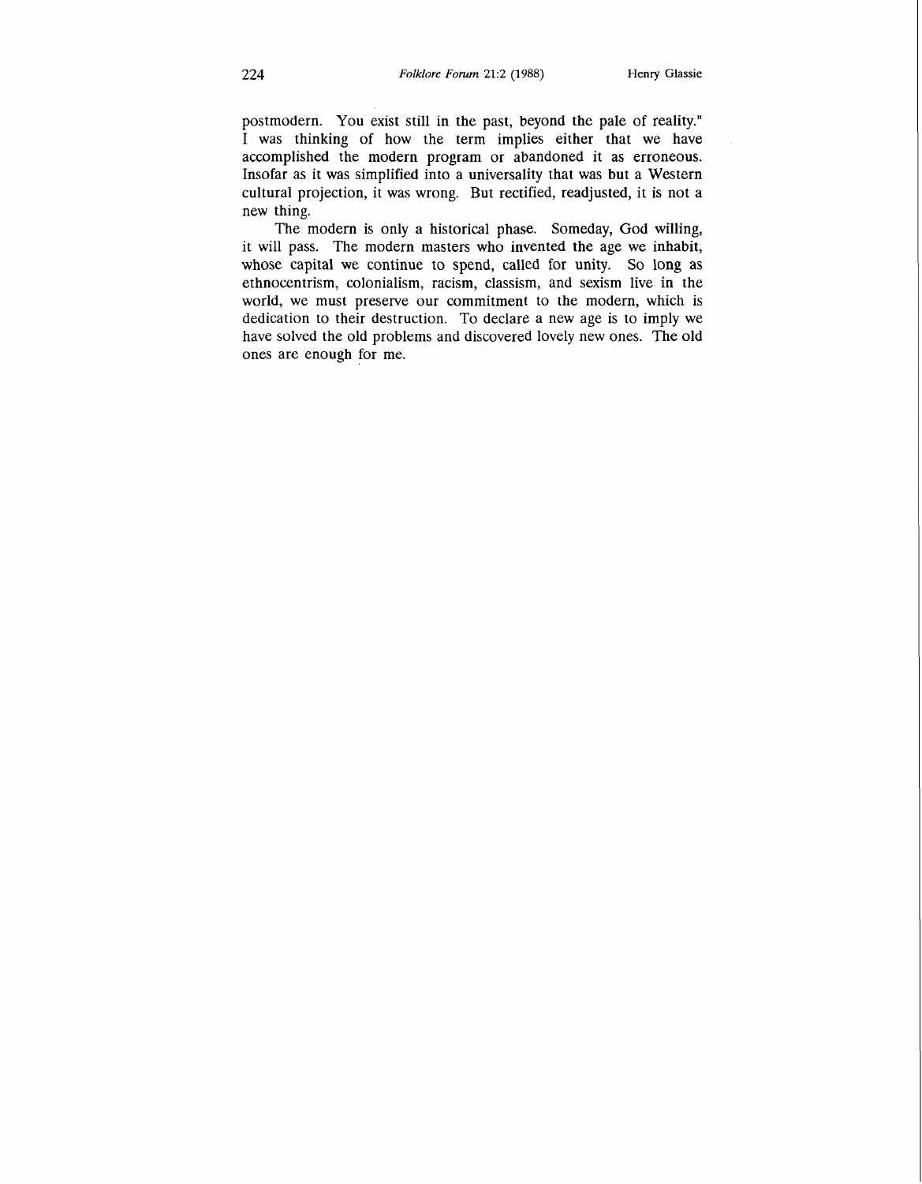postmodern. You exist still in the past, beyond the pale of reality." I was thinking of how the term implies either that we have accomplished the modern program or abandoned it as erroneous. Insofar as it was simplified into a universality that was but a Western cultural projection, it was wrong. But rectified, readjusted, it is not a new thing.

The modern is only a historical phase. Someday, God willing, it will pass. The modern masters who invented the age we inhabit, whose capital we continue to spend, called for unity. So long as ethnocentrism, colonialism, racism, classism, and sexism live in the world, we must preserve our commitment to the modern, which is dedication to their destruction. To declare a new age is to imply we have solved the old problems and discovered lovely new ones. The old ones are enough for me.